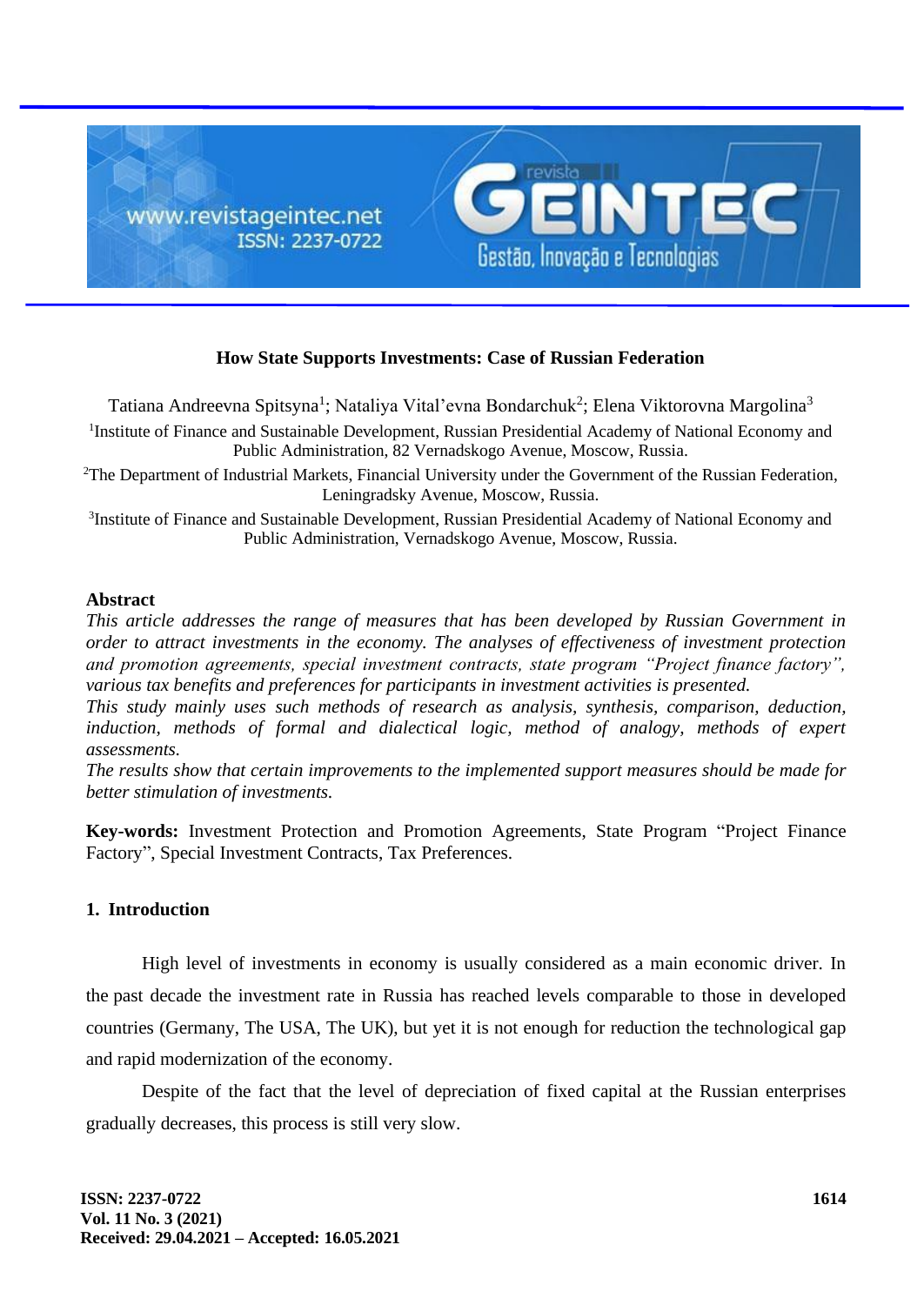# How State Supports Investments: Case of Russian Federation

Tatiana Andreevna Spitsyna[1]; Nataliya Vital'evna Bondarchuk[2]; Elena Viktorovna Margolina[3]

[1]Institute of Finance and Sustainable Development, Russian Presidential Academy of National Economy and Public Administration, 82 Vernadskogo Avenue, Moscow, Russia.

[2]The Department of Industrial Markets, Financial University under the Government of the Russian Federation, Leningradsky Avenue, Moscow, Russia.

[3]Institute of Finance and Sustainable Development, Russian Presidential Academy of National Economy and Public Administration, Vernadskogo Avenue, Moscow, Russia.

## Abstract

*This article addresses the range of measures that has been developed by Russian Government in order to attract investments in the economy. The analyses of effectiveness of investment protection and promotion agreements, special investment contracts, state program "Project finance factory", various tax benefits and preferences for participants in investment activities is presented.*

*This study mainly uses such methods of research as analysis, synthesis, comparison, deduction, induction, methods of formal and dialectical logic, method of analogy, methods of expert assessments.*

*The results show that certain improvements to the implemented support measures should be made for better stimulation of investments.*

**Key-words:** Investment Protection and Promotion Agreements, State Program "Project Finance Factory", Special Investment Contracts, Tax Preferences.

## 1. Introduction

High level of investments in economy is usually considered as a main economic driver. In the past decade the investment rate in Russia has reached levels comparable to those in developed countries (Germany, The USA, The UK), but yet it is not enough for reduction the technological gap and rapid modernization of the economy.

Despite of the fact that the level of depreciation of fixed capital at the Russian enterprises gradually decreases, this process is still very slow.

Received: 29.04.2021 – Accepted: 16.05.2021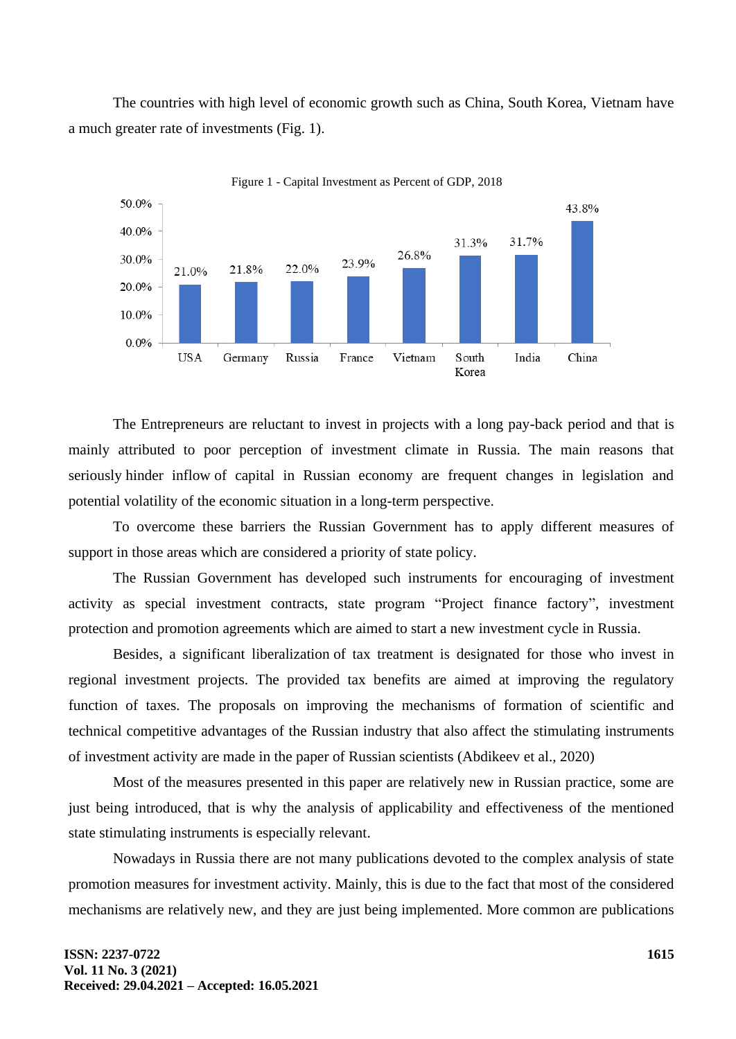The countries with high level of economic growth such as China, South Korea, Vietnam have a much greater rate of investments (Fig. 1).

Figure 1 - Capital Investment as Percent of GDP, 2018

| Country | Capital Investment as Percent of GDP |
| --- | --- |
| USA | 21.0% |
| Germany | 21.8% |
| Russia | 22.0% |
| France | 23.9% |
| Vietnam | 26.8% |
| South Korea | 31.3% |
| India | 31.7% |
| China | 43.8% |

The Entrepreneurs are reluctant to invest in projects with a long pay-back period and that is mainly attributed to poor perception of investment climate in Russia. The main reasons that seriously hinder inflow of capital in Russian economy are frequent changes in legislation and potential volatility of the economic situation in a long-term perspective.

To overcome these barriers the Russian Government has to apply different measures of support in those areas which are considered a priority of state policy.

The Russian Government has developed such instruments for encouraging of investment activity as special investment contracts, state program "Project finance factory", investment protection and promotion agreements which are aimed to start a new investment cycle in Russia.

Besides, a significant liberalization of tax treatment is designated for those who invest in regional investment projects. The provided tax benefits are aimed at improving the regulatory function of taxes. The proposals on improving the mechanisms of formation of scientific and technical competitive advantages of the Russian industry that also affect the stimulating instruments of investment activity are made in the paper of Russian scientists (Abdikeev et al., 2020)

Most of the measures presented in this paper are relatively new in Russian practice, some are just being introduced, that is why the analysis of applicability and effectiveness of the mentioned state stimulating instruments is especially relevant.

Nowadays in Russia there are not many publications devoted to the complex analysis of state promotion measures for investment activity. Mainly, this is due to the fact that most of the considered mechanisms are relatively new, and they are just being implemented. More common are publications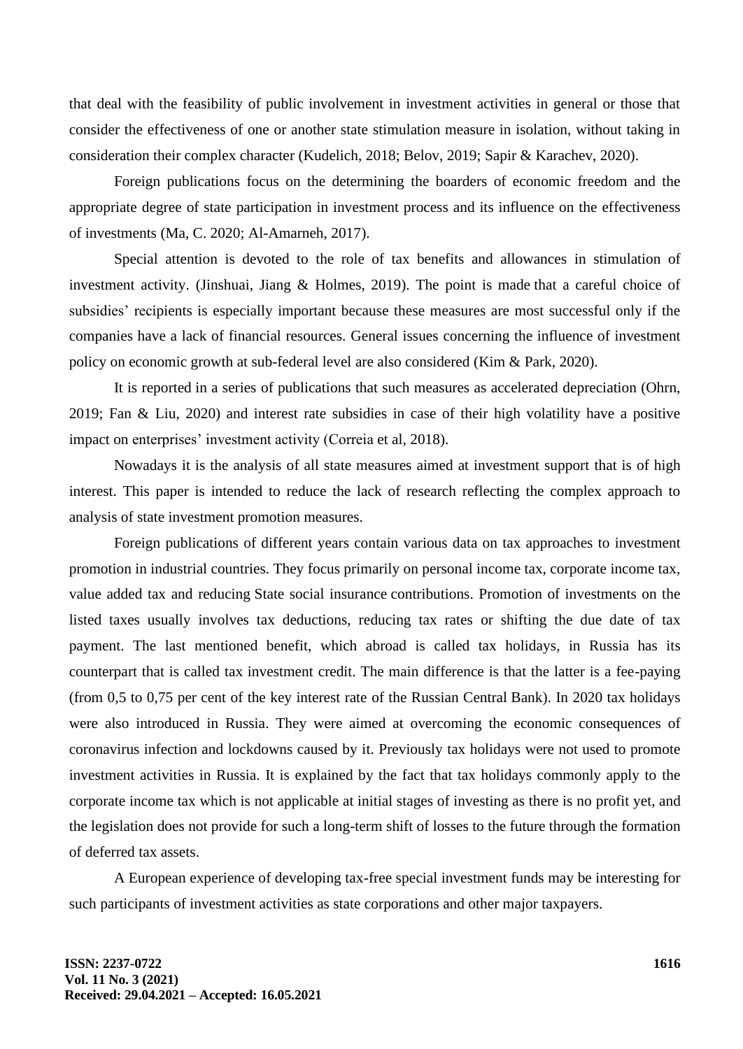that deal with the feasibility of public involvement in investment activities in general or those that consider the effectiveness of one or another state stimulation measure in isolation, without taking in consideration their complex character (Kudelich, 2018; Belov, 2019; Sapir & Karachev, 2020).

Foreign publications focus on the determining the boarders of economic freedom and the appropriate degree of state participation in investment process and its influence on the effectiveness of investments (Ma, C. 2020; Al-Amarneh, 2017).

Special attention is devoted to the role of tax benefits and allowances in stimulation of investment activity. (Jinshuai, Jiang & Holmes, 2019). The point is made that a careful choice of subsidies' recipients is especially important because these measures are most successful only if the companies have a lack of financial resources. General issues concerning the influence of investment policy on economic growth at sub-federal level are also considered (Kim & Park, 2020).

It is reported in a series of publications that such measures as accelerated depreciation (Ohrn, 2019; Fan & Liu, 2020) and interest rate subsidies in case of their high volatility have a positive impact on enterprises' investment activity (Correia et al, 2018).

Nowadays it is the analysis of all state measures aimed at investment support that is of high interest. This paper is intended to reduce the lack of research reflecting the complex approach to analysis of state investment promotion measures.

Foreign publications of different years contain various data on tax approaches to investment promotion in industrial countries. They focus primarily on personal income tax, corporate income tax, value added tax and reducing State social insurance contributions. Promotion of investments on the listed taxes usually involves tax deductions, reducing tax rates or shifting the due date of tax payment. The last mentioned benefit, which abroad is called tax holidays, in Russia has its counterpart that is called tax investment credit. The main difference is that the latter is a fee-paying (from 0,5 to 0,75 per cent of the key interest rate of the Russian Central Bank). In 2020 tax holidays were also introduced in Russia. They were aimed at overcoming the economic consequences of coronavirus infection and lockdowns caused by it. Previously tax holidays were not used to promote investment activities in Russia. It is explained by the fact that tax holidays commonly apply to the corporate income tax which is not applicable at initial stages of investing as there is no profit yet, and the legislation does not provide for such a long-term shift of losses to the future through the formation of deferred tax assets.

A European experience of developing tax-free special investment funds may be interesting for such participants of investment activities as state corporations and other major taxpayers.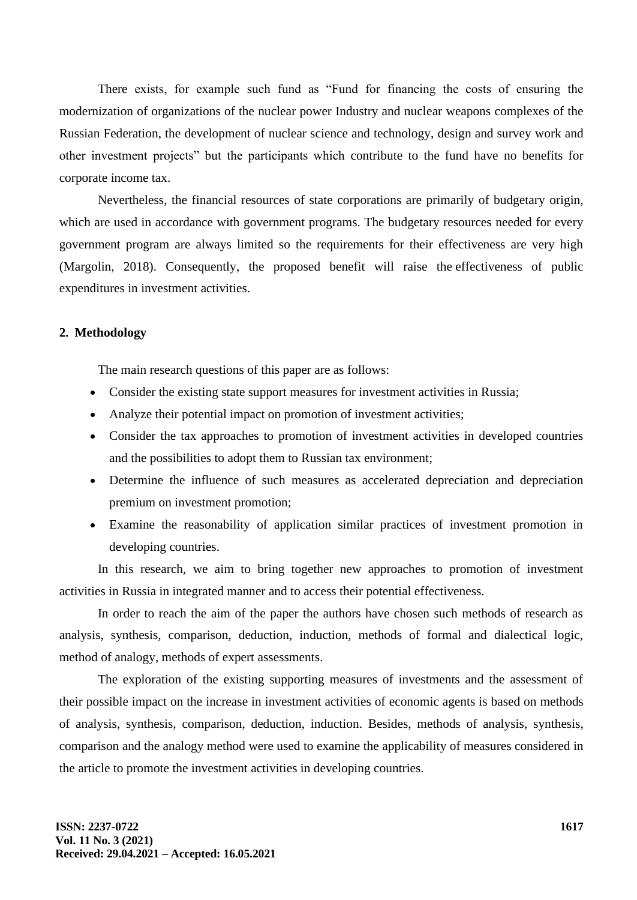There exists, for example such fund as “Fund for financing the costs of ensuring the modernization of organizations of the nuclear power Industry and nuclear weapons complexes of the Russian Federation, the development of nuclear science and technology, design and survey work and other investment projects” but the participants which contribute to the fund have no benefits for corporate income tax.

Nevertheless, the financial resources of state corporations are primarily of budgetary origin, which are used in accordance with government programs. The budgetary resources needed for every government program are always limited so the requirements for their effectiveness are very high (Margolin, 2018). Consequently, the proposed benefit will raise the effectiveness of public expenditures in investment activities.

## 2. Methodology

The main research questions of this paper are as follows:

- Consider the existing state support measures for investment activities in Russia;
- Analyze their potential impact on promotion of investment activities;
- Consider the tax approaches to promotion of investment activities in developed countries and the possibilities to adopt them to Russian tax environment;
- Determine the influence of such measures as accelerated depreciation and depreciation premium on investment promotion;
- Examine the reasonability of application similar practices of investment promotion in developing countries.

In this research, we aim to bring together new approaches to promotion of investment activities in Russia in integrated manner and to access their potential effectiveness.

In order to reach the aim of the paper the authors have chosen such methods of research as analysis, synthesis, comparison, deduction, induction, methods of formal and dialectical logic, method of analogy, methods of expert assessments.

The exploration of the existing supporting measures of investments and the assessment of their possible impact on the increase in investment activities of economic agents is based on methods of analysis, synthesis, comparison, deduction, induction. Besides, methods of analysis, synthesis, comparison and the analogy method were used to examine the applicability of measures considered in the article to promote the investment activities in developing countries.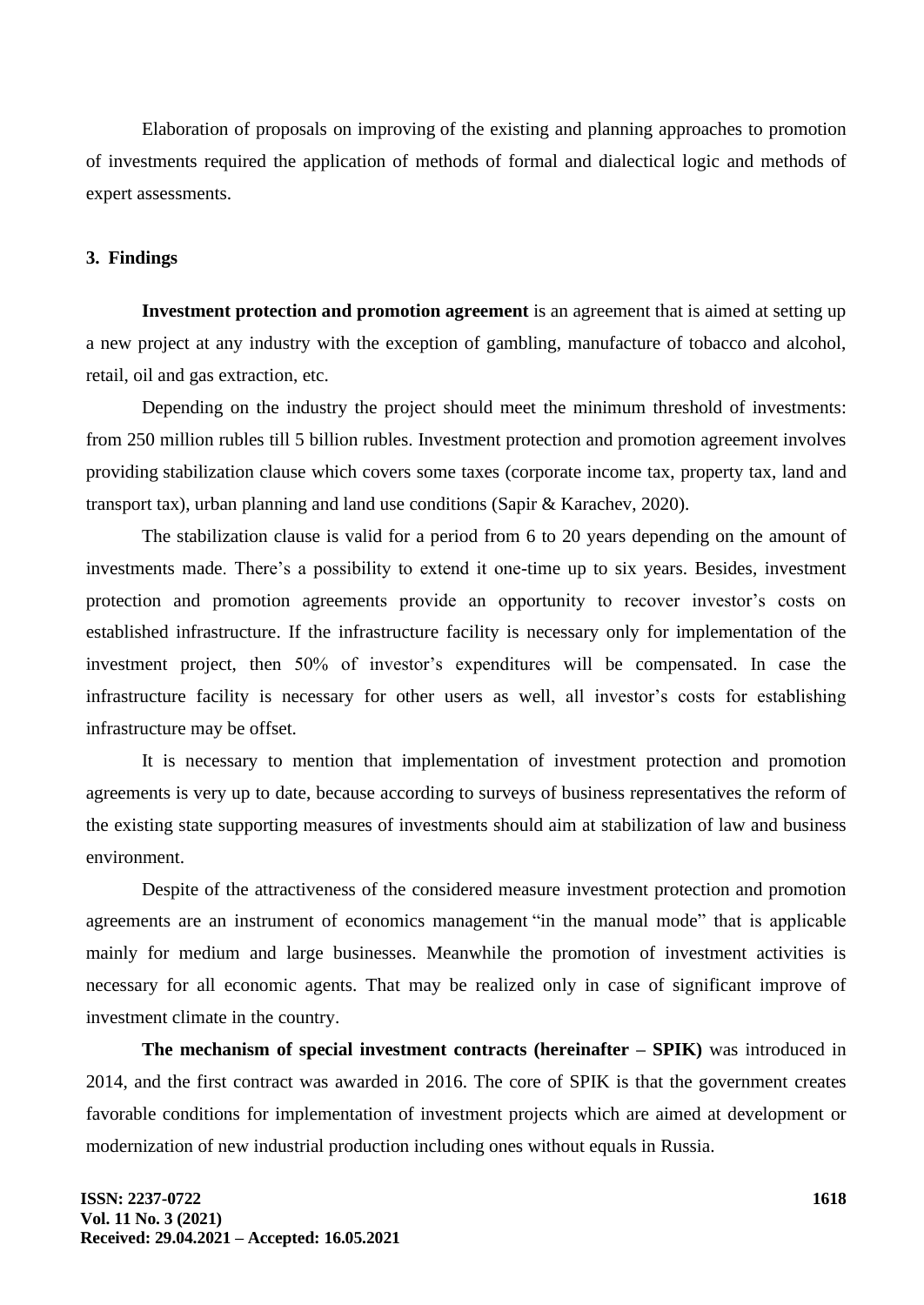Elaboration of proposals on improving of the existing and planning approaches to promotion of investments required the application of methods of formal and dialectical logic and methods of expert assessments.

## 3. Findings

**Investment protection and promotion agreement** is an agreement that is aimed at setting up a new project at any industry with the exception of gambling, manufacture of tobacco and alcohol, retail, oil and gas extraction, etc.

Depending on the industry the project should meet the minimum threshold of investments: from 250 million rubles till 5 billion rubles. Investment protection and promotion agreement involves providing stabilization clause which covers some taxes (corporate income tax, property tax, land and transport tax), urban planning and land use conditions (Sapir & Karachev, 2020).

The stabilization clause is valid for a period from 6 to 20 years depending on the amount of investments made. There's a possibility to extend it one-time up to six years. Besides, investment protection and promotion agreements provide an opportunity to recover investor's costs on established infrastructure. If the infrastructure facility is necessary only for implementation of the investment project, then 50% of investor's expenditures will be compensated. In case the infrastructure facility is necessary for other users as well, all investor's costs for establishing infrastructure may be offset.

It is necessary to mention that implementation of investment protection and promotion agreements is very up to date, because according to surveys of business representatives the reform of the existing state supporting measures of investments should aim at stabilization of law and business environment.

Despite of the attractiveness of the considered measure investment protection and promotion agreements are an instrument of economics management "in the manual mode" that is applicable mainly for medium and large businesses. Meanwhile the promotion of investment activities is necessary for all economic agents. That may be realized only in case of significant improve of investment climate in the country.

**The mechanism of special investment contracts (hereinafter – SPIK)** was introduced in 2014, and the first contract was awarded in 2016. The core of SPIK is that the government creates favorable conditions for implementation of investment projects which are aimed at development or modernization of new industrial production including ones without equals in Russia.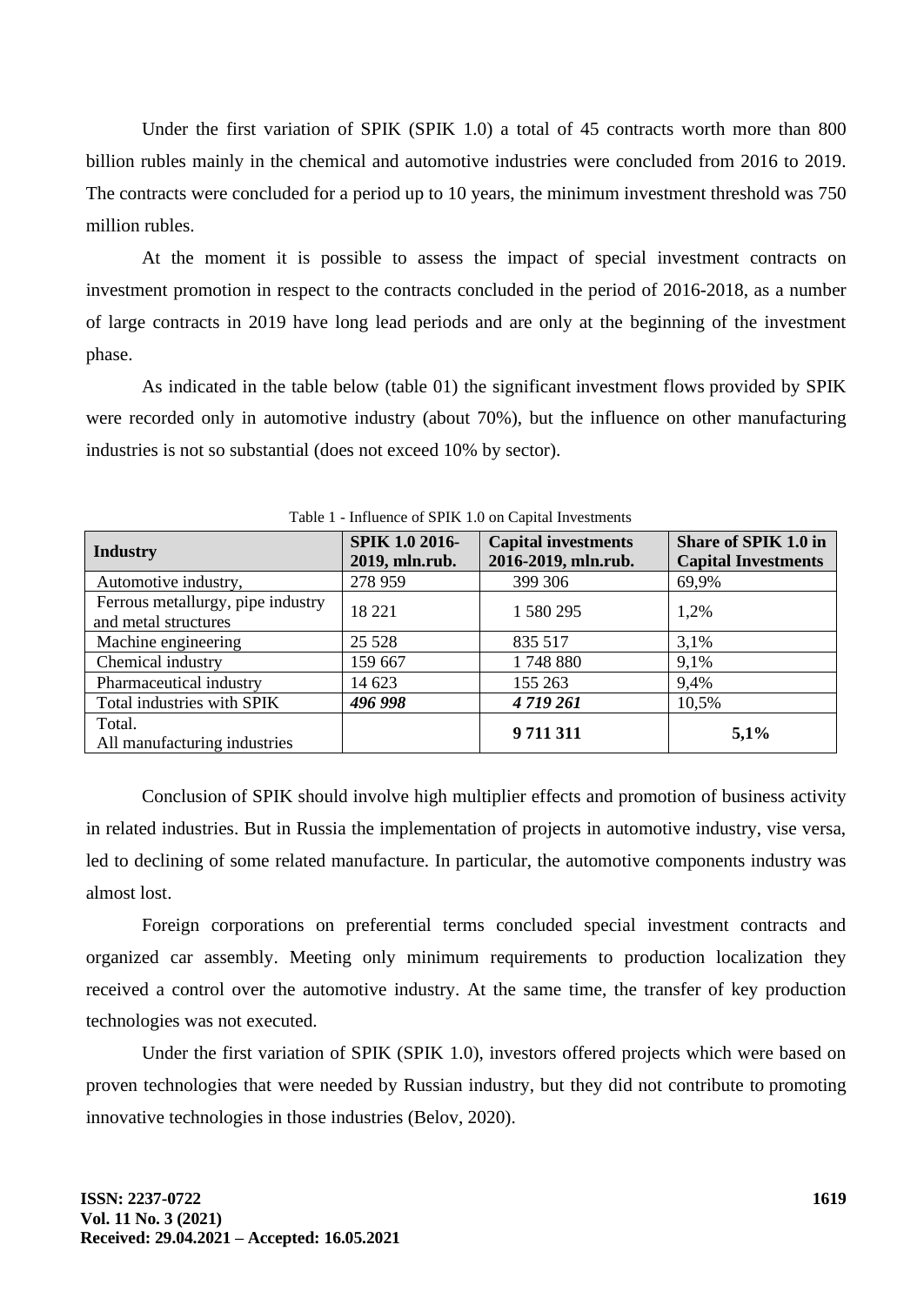Under the first variation of SPIK (SPIK 1.0) a total of 45 contracts worth more than 800 billion rubles mainly in the chemical and automotive industries were concluded from 2016 to 2019. The contracts were concluded for a period up to 10 years, the minimum investment threshold was 750 million rubles.

At the moment it is possible to assess the impact of special investment contracts on investment promotion in respect to the contracts concluded in the period of 2016-2018, as a number of large contracts in 2019 have long lead periods and are only at the beginning of the investment phase.

As indicated in the table below (table 01) the significant investment flows provided by SPIK were recorded only in automotive industry (about 70%), but the influence on other manufacturing industries is not so substantial (does not exceed 10% by sector).

Table 1 - Influence of SPIK 1.0 on Capital Investments

| **Industry** | **SPIK 1.0 2016-2019, mln.rub.** | **Capital investments 2016-2019, mln.rub.** | **Share of SPIK 1.0 in Capital Investments** |
|---|---|---|---|
| Automotive industry, | 278 959 | 399 306 | 69,9% |
| Ferrous metallurgy, pipe industry and metal structures | 18 221 | 1 580 295 | 1,2% |
| Machine engineering | 25 528 | 835 517 | 3,1% |
| Chemical industry | 159 667 | 1 748 880 | 9,1% |
| Pharmaceutical industry | 14 623 | 155 263 | 9,4% |
| Total industries with SPIK | ***496 998*** | ***4 719 261*** | 10,5% |
| Total. All manufacturing industries | | **9 711 311** | **5,1%** |

Conclusion of SPIK should involve high multiplier effects and promotion of business activity in related industries. But in Russia the implementation of projects in automotive industry, vise versa, led to declining of some related manufacture. In particular, the automotive components industry was almost lost.

Foreign corporations on preferential terms concluded special investment contracts and organized car assembly. Meeting only minimum requirements to production localization they received a control over the automotive industry. At the same time, the transfer of key production technologies was not executed.

Under the first variation of SPIK (SPIK 1.0), investors offered projects which were based on proven technologies that were needed by Russian industry, but they did not contribute to promoting innovative technologies in those industries (Belov, 2020).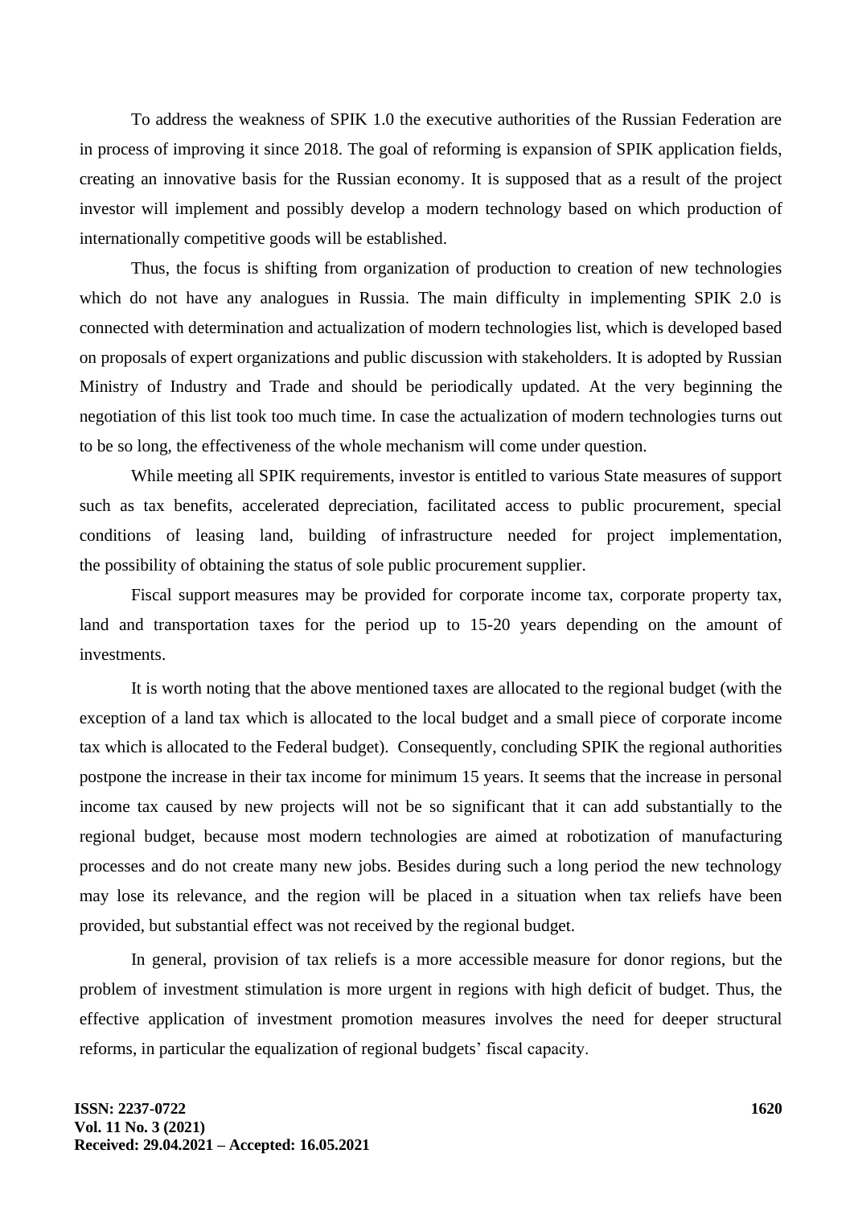To address the weakness of SPIK 1.0 the executive authorities of the Russian Federation are in process of improving it since 2018. The goal of reforming is expansion of SPIK application fields, creating an innovative basis for the Russian economy. It is supposed that as a result of the project investor will implement and possibly develop a modern technology based on which production of internationally competitive goods will be established.

Thus, the focus is shifting from organization of production to creation of new technologies which do not have any analogues in Russia. The main difficulty in implementing SPIK 2.0 is connected with determination and actualization of modern technologies list, which is developed based on proposals of expert organizations and public discussion with stakeholders. It is adopted by Russian Ministry of Industry and Trade and should be periodically updated. At the very beginning the negotiation of this list took too much time. In case the actualization of modern technologies turns out to be so long, the effectiveness of the whole mechanism will come under question.

While meeting all SPIK requirements, investor is entitled to various State measures of support such as tax benefits, accelerated depreciation, facilitated access to public procurement, special conditions of leasing land, building of infrastructure needed for project implementation, the possibility of obtaining the status of sole public procurement supplier.

Fiscal support measures may be provided for corporate income tax, corporate property tax, land and transportation taxes for the period up to 15-20 years depending on the amount of investments.

It is worth noting that the above mentioned taxes are allocated to the regional budget (with the exception of a land tax which is allocated to the local budget and a small piece of corporate income tax which is allocated to the Federal budget). Consequently, concluding SPIK the regional authorities postpone the increase in their tax income for minimum 15 years. It seems that the increase in personal income tax caused by new projects will not be so significant that it can add substantially to the regional budget, because most modern technologies are aimed at robotization of manufacturing processes and do not create many new jobs. Besides during such a long period the new technology may lose its relevance, and the region will be placed in a situation when tax reliefs have been provided, but substantial effect was not received by the regional budget.

In general, provision of tax reliefs is a more accessible measure for donor regions, but the problem of investment stimulation is more urgent in regions with high deficit of budget. Thus, the effective application of investment promotion measures involves the need for deeper structural reforms, in particular the equalization of regional budgets' fiscal capacity.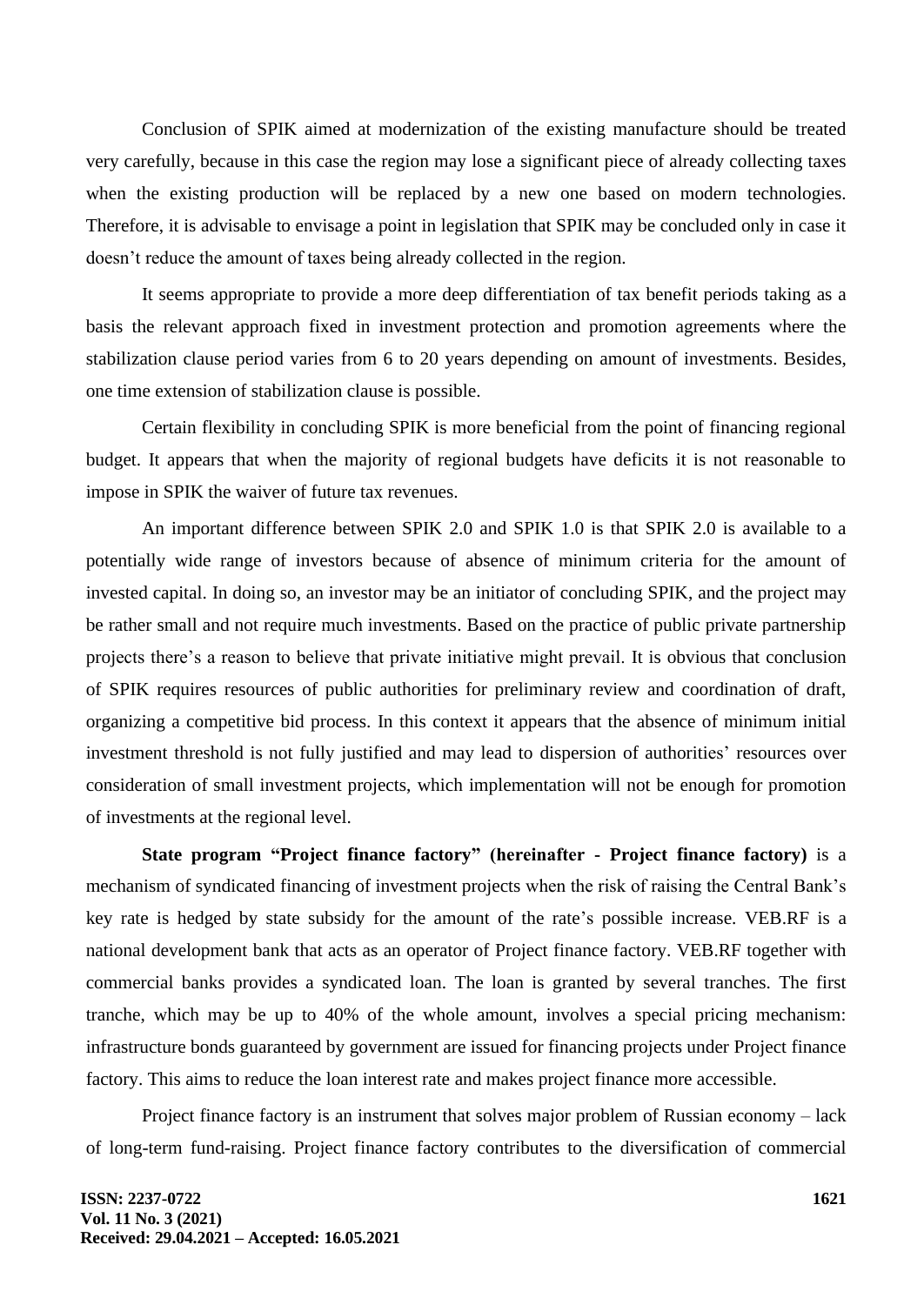Conclusion of SPIK aimed at modernization of the existing manufacture should be treated very carefully, because in this case the region may lose a significant piece of already collecting taxes when the existing production will be replaced by a new one based on modern technologies. Therefore, it is advisable to envisage a point in legislation that SPIK may be concluded only in case it doesn't reduce the amount of taxes being already collected in the region.

It seems appropriate to provide a more deep differentiation of tax benefit periods taking as a basis the relevant approach fixed in investment protection and promotion agreements where the stabilization clause period varies from 6 to 20 years depending on amount of investments. Besides, one time extension of stabilization clause is possible.

Certain flexibility in concluding SPIK is more beneficial from the point of financing regional budget. It appears that when the majority of regional budgets have deficits it is not reasonable to impose in SPIK the waiver of future tax revenues.

An important difference between SPIK 2.0 and SPIK 1.0 is that SPIK 2.0 is available to a potentially wide range of investors because of absence of minimum criteria for the amount of invested capital. In doing so, an investor may be an initiator of concluding SPIK, and the project may be rather small and not require much investments. Based on the practice of public private partnership projects there's a reason to believe that private initiative might prevail. It is obvious that conclusion of SPIK requires resources of public authorities for preliminary review and coordination of draft, organizing a competitive bid process. In this context it appears that the absence of minimum initial investment threshold is not fully justified and may lead to dispersion of authorities' resources over consideration of small investment projects, which implementation will not be enough for promotion of investments at the regional level.

**State program "Project finance factory" (hereinafter - Project finance factory)** is a mechanism of syndicated financing of investment projects when the risk of raising the Central Bank's key rate is hedged by state subsidy for the amount of the rate's possible increase. VEB.RF is a national development bank that acts as an operator of Project finance factory. VEB.RF together with commercial banks provides a syndicated loan. The loan is granted by several tranches. The first tranche, which may be up to 40% of the whole amount, involves a special pricing mechanism: infrastructure bonds guaranteed by government are issued for financing projects under Project finance factory. This aims to reduce the loan interest rate and makes project finance more accessible.

Project finance factory is an instrument that solves major problem of Russian economy – lack of long-term fund-raising. Project finance factory contributes to the diversification of commercial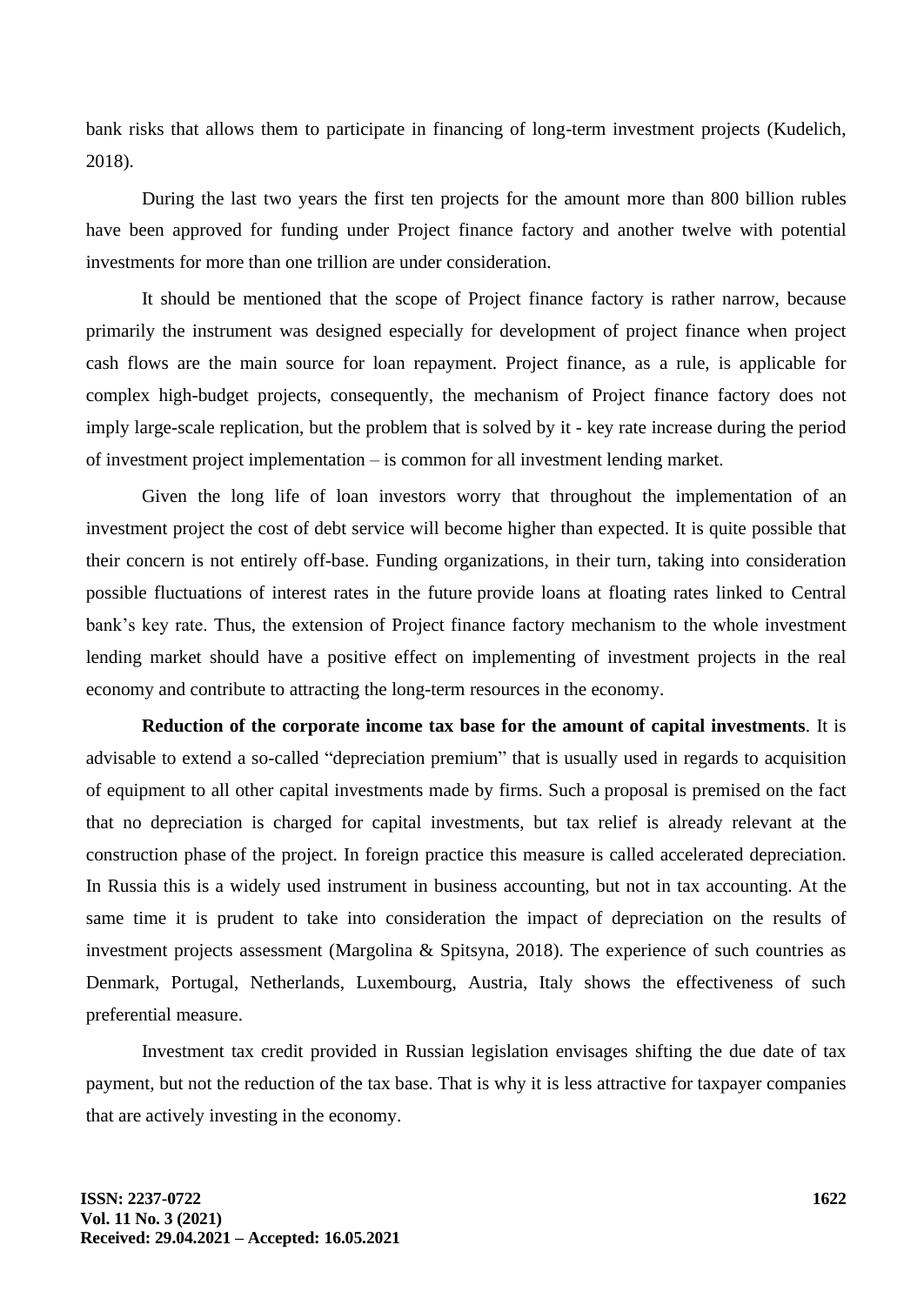bank risks that allows them to participate in financing of long-term investment projects (Kudelich, 2018).

During the last two years the first ten projects for the amount more than 800 billion rubles have been approved for funding under Project finance factory and another twelve with potential investments for more than one trillion are under consideration.

It should be mentioned that the scope of Project finance factory is rather narrow, because primarily the instrument was designed especially for development of project finance when project cash flows are the main source for loan repayment. Project finance, as a rule, is applicable for complex high-budget projects, consequently, the mechanism of Project finance factory does not imply large-scale replication, but the problem that is solved by it - key rate increase during the period of investment project implementation – is common for all investment lending market.

Given the long life of loan investors worry that throughout the implementation of an investment project the cost of debt service will become higher than expected. It is quite possible that their concern is not entirely off-base. Funding organizations, in their turn, taking into consideration possible fluctuations of interest rates in the future provide loans at floating rates linked to Central bank's key rate. Thus, the extension of Project finance factory mechanism to the whole investment lending market should have a positive effect on implementing of investment projects in the real economy and contribute to attracting the long-term resources in the economy.

**Reduction of the corporate income tax base for the amount of capital investments**. It is advisable to extend a so-called "depreciation premium" that is usually used in regards to acquisition of equipment to all other capital investments made by firms. Such a proposal is premised on the fact that no depreciation is charged for capital investments, but tax relief is already relevant at the construction phase of the project. In foreign practice this measure is called accelerated depreciation. In Russia this is a widely used instrument in business accounting, but not in tax accounting. At the same time it is prudent to take into consideration the impact of depreciation on the results of investment projects assessment (Margolina & Spitsyna, 2018). The experience of such countries as Denmark, Portugal, Netherlands, Luxembourg, Austria, Italy shows the effectiveness of such preferential measure.

Investment tax credit provided in Russian legislation envisages shifting the due date of tax payment, but not the reduction of the tax base. That is why it is less attractive for taxpayer companies that are actively investing in the economy.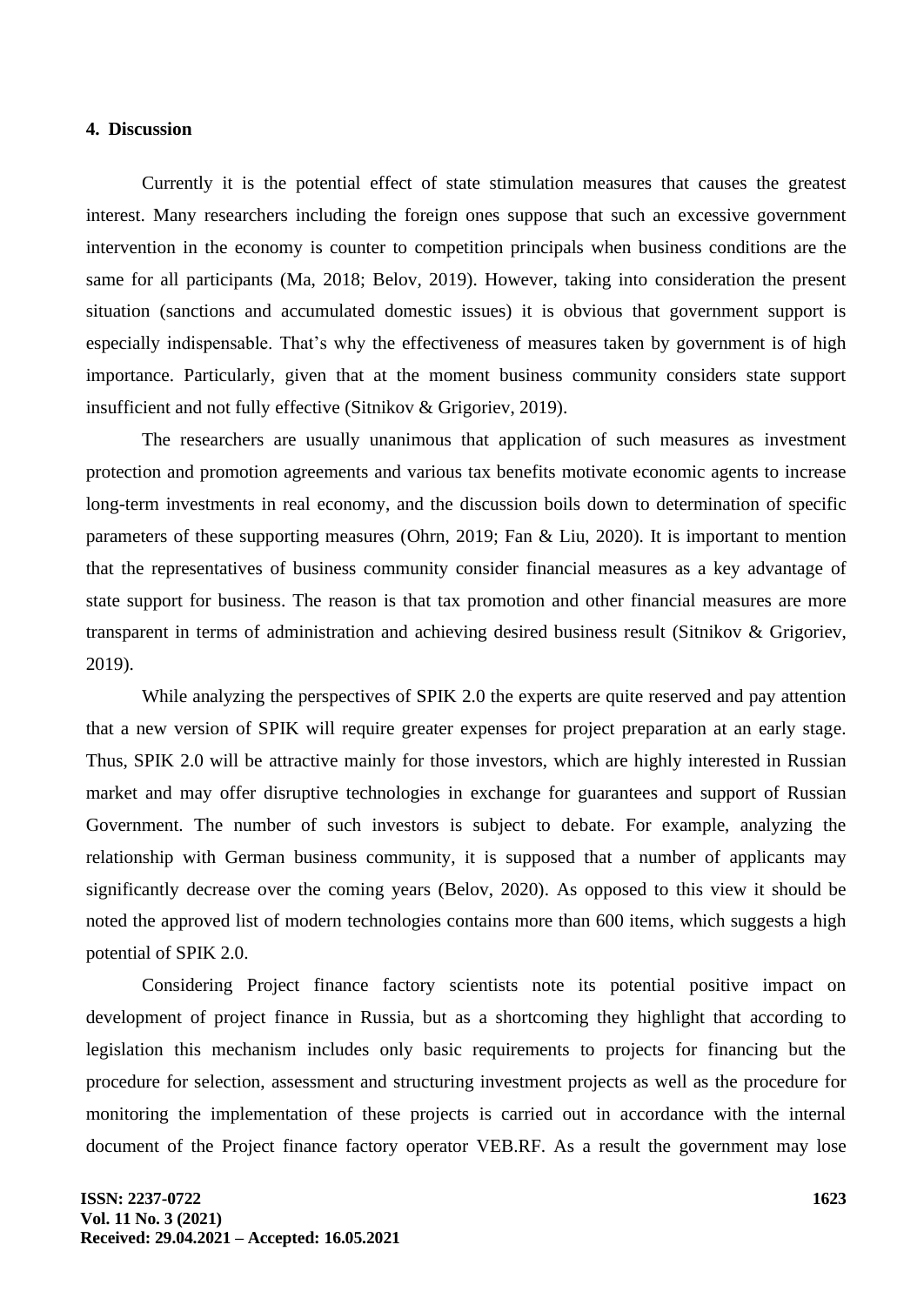## 4. Discussion

Currently it is the potential effect of state stimulation measures that causes the greatest interest. Many researchers including the foreign ones suppose that such an excessive government intervention in the economy is counter to competition principals when business conditions are the same for all participants (Ma, 2018; Belov, 2019). However, taking into consideration the present situation (sanctions and accumulated domestic issues) it is obvious that government support is especially indispensable. That's why the effectiveness of measures taken by government is of high importance. Particularly, given that at the moment business community considers state support insufficient and not fully effective (Sitnikov & Grigoriev, 2019).

The researchers are usually unanimous that application of such measures as investment protection and promotion agreements and various tax benefits motivate economic agents to increase long-term investments in real economy, and the discussion boils down to determination of specific parameters of these supporting measures (Ohrn, 2019; Fan & Liu, 2020). It is important to mention that the representatives of business community consider financial measures as a key advantage of state support for business. The reason is that tax promotion and other financial measures are more transparent in terms of administration and achieving desired business result (Sitnikov & Grigoriev, 2019).

While analyzing the perspectives of SPIK 2.0 the experts are quite reserved and pay attention that a new version of SPIK will require greater expenses for project preparation at an early stage. Thus, SPIK 2.0 will be attractive mainly for those investors, which are highly interested in Russian market and may offer disruptive technologies in exchange for guarantees and support of Russian Government. The number of such investors is subject to debate. For example, analyzing the relationship with German business community, it is supposed that a number of applicants may significantly decrease over the coming years (Belov, 2020). As opposed to this view it should be noted the approved list of modern technologies contains more than 600 items, which suggests a high potential of SPIK 2.0.

Considering Project finance factory scientists note its potential positive impact on development of project finance in Russia, but as a shortcoming they highlight that according to legislation this mechanism includes only basic requirements to projects for financing but the procedure for selection, assessment and structuring investment projects as well as the procedure for monitoring the implementation of these projects is carried out in accordance with the internal document of the Project finance factory operator VEB.RF. As a result the government may lose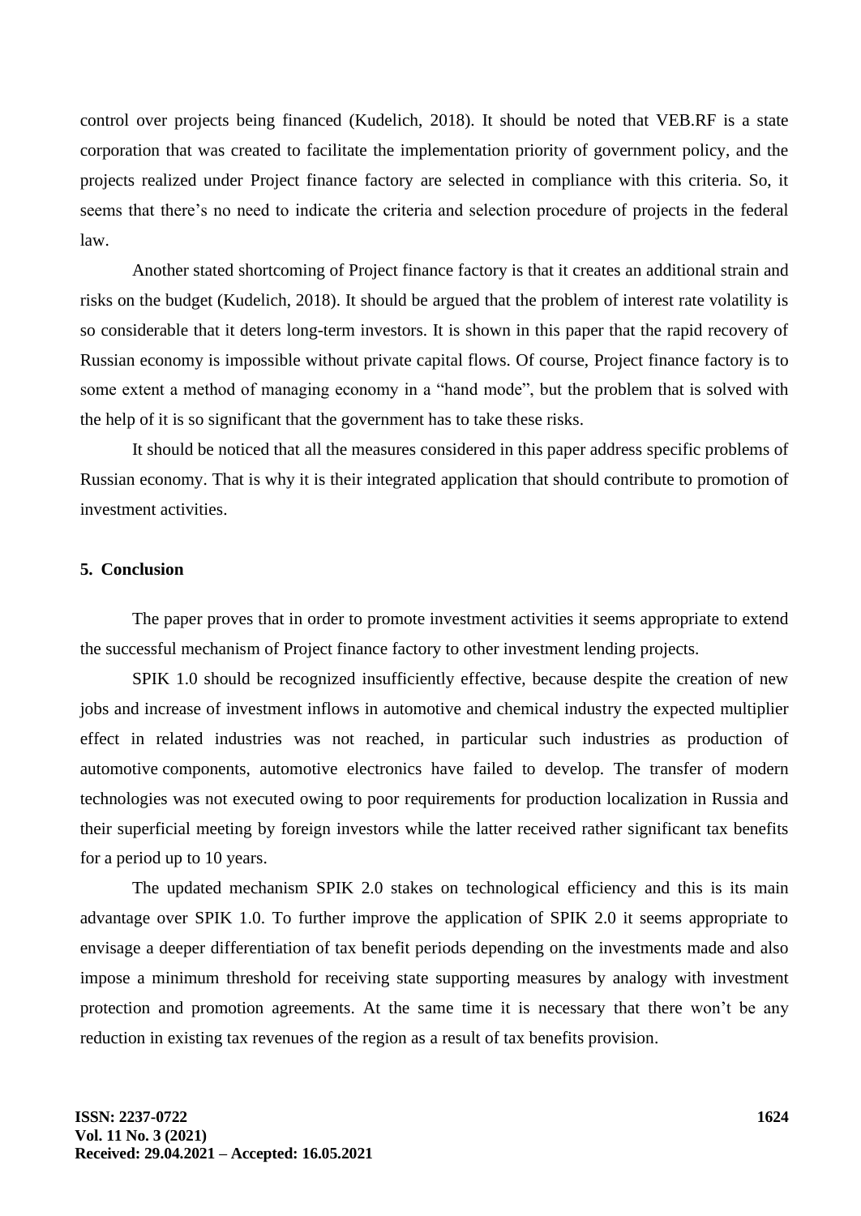control over projects being financed (Kudelich, 2018). It should be noted that VEB.RF is a state corporation that was created to facilitate the implementation priority of government policy, and the projects realized under Project finance factory are selected in compliance with this criteria. So, it seems that there's no need to indicate the criteria and selection procedure of projects in the federal law.

Another stated shortcoming of Project finance factory is that it creates an additional strain and risks on the budget (Kudelich, 2018). It should be argued that the problem of interest rate volatility is so considerable that it deters long-term investors. It is shown in this paper that the rapid recovery of Russian economy is impossible without private capital flows. Of course, Project finance factory is to some extent a method of managing economy in a "hand mode", but the problem that is solved with the help of it is so significant that the government has to take these risks.

It should be noticed that all the measures considered in this paper address specific problems of Russian economy. That is why it is their integrated application that should contribute to promotion of investment activities.

## 5. Conclusion

The paper proves that in order to promote investment activities it seems appropriate to extend the successful mechanism of Project finance factory to other investment lending projects.

SPIK 1.0 should be recognized insufficiently effective, because despite the creation of new jobs and increase of investment inflows in automotive and chemical industry the expected multiplier effect in related industries was not reached, in particular such industries as production of automotive components, automotive electronics have failed to develop. The transfer of modern technologies was not executed owing to poor requirements for production localization in Russia and their superficial meeting by foreign investors while the latter received rather significant tax benefits for a period up to 10 years.

The updated mechanism SPIK 2.0 stakes on technological efficiency and this is its main advantage over SPIK 1.0. To further improve the application of SPIK 2.0 it seems appropriate to envisage a deeper differentiation of tax benefit periods depending on the investments made and also impose a minimum threshold for receiving state supporting measures by analogy with investment protection and promotion agreements. At the same time it is necessary that there won't be any reduction in existing tax revenues of the region as a result of tax benefits provision.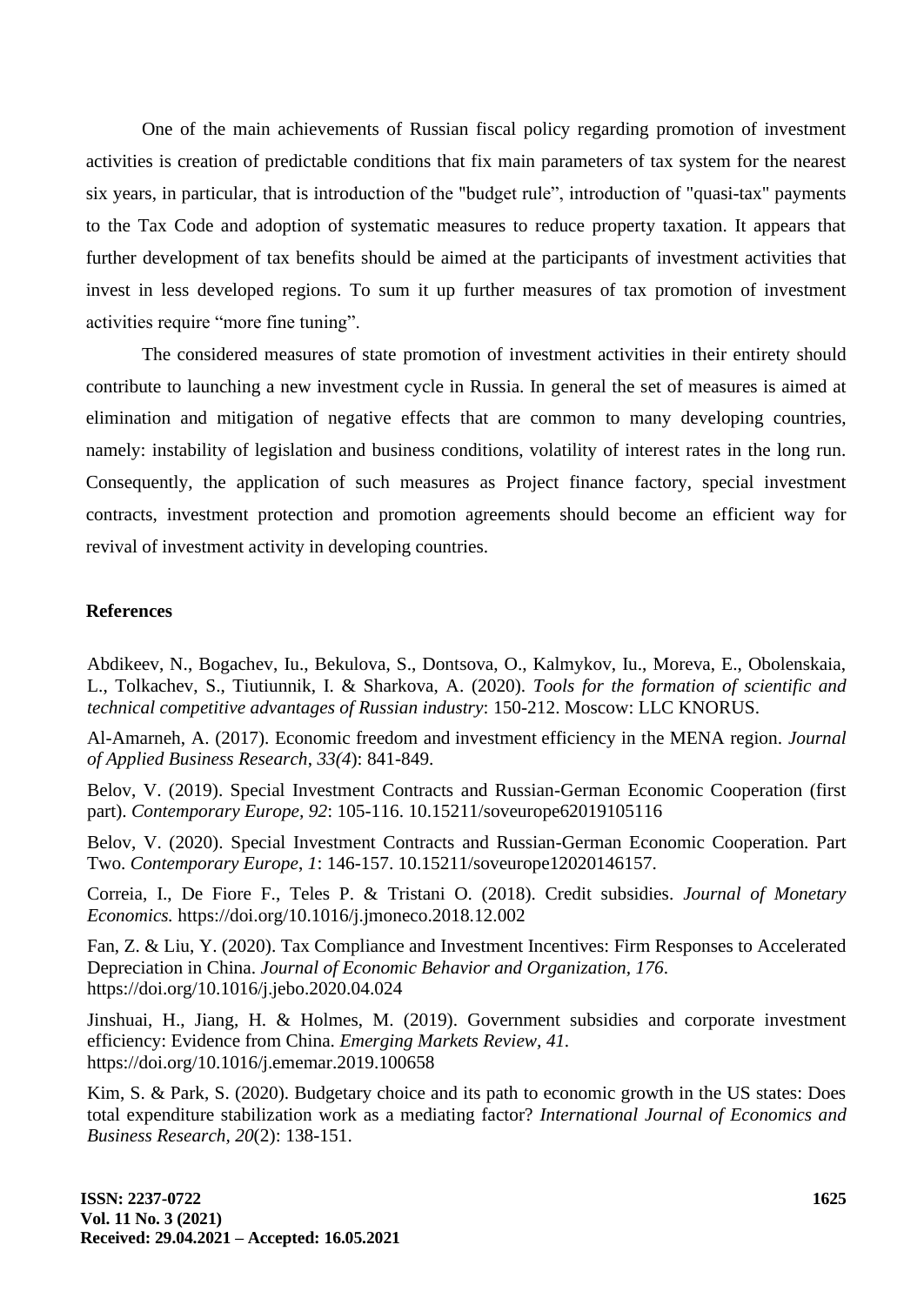One of the main achievements of Russian fiscal policy regarding promotion of investment activities is creation of predictable conditions that fix main parameters of tax system for the nearest six years, in particular, that is introduction of the "budget rule", introduction of "quasi-tax" payments to the Tax Code and adoption of systematic measures to reduce property taxation. It appears that further development of tax benefits should be aimed at the participants of investment activities that invest in less developed regions. To sum it up further measures of tax promotion of investment activities require "more fine tuning".

The considered measures of state promotion of investment activities in their entirety should contribute to launching a new investment cycle in Russia. In general the set of measures is aimed at elimination and mitigation of negative effects that are common to many developing countries, namely: instability of legislation and business conditions, volatility of interest rates in the long run. Consequently, the application of such measures as Project finance factory, special investment contracts, investment protection and promotion agreements should become an efficient way for revival of investment activity in developing countries.

## References

Abdikeev, N., Bogachev, Iu., Bekulova, S., Dontsova, O., Kalmykov, Iu., Moreva, E., Obolenskaia, L., Tolkachev, S., Tiutiunnik, I. & Sharkova, A. (2020). *Tools for the formation of scientific and technical competitive advantages of Russian industry*: 150-212. Moscow: LLC KNORUS.

Al-Amarneh, A. (2017). Economic freedom and investment efficiency in the MENA region. *Journal of Applied Business Research*, *33(4)*: 841-849.

Belov, V. (2019). Special Investment Contracts and Russian-German Economic Cooperation (first part). *Contemporary Europe*, *92*: 105-116. 10.15211/soveurope62019105116

Belov, V. (2020). Special Investment Contracts and Russian-German Economic Cooperation. Part Two. *Contemporary Europe*, *1*: 146-157. 10.15211/soveurope12020146157.

Correia, I., De Fiore F., Teles P. & Tristani O. (2018). Credit subsidies. *Journal of Monetary Economics.* https://doi.org/10.1016/j.jmoneco.2018.12.002

Fan, Z. & Liu, Y. (2020). Tax Compliance and Investment Incentives: Firm Responses to Accelerated Depreciation in China. *Journal of Economic Behavior and Organization, 176*. https://doi.org/10.1016/j.jebo.2020.04.024

Jinshuai, H., Jiang, H. & Holmes, M. (2019). Government subsidies and corporate investment efficiency: Evidence from China. *Emerging Markets Review*, *41*. https://doi.org/10.1016/j.ememar.2019.100658

Kim, S. & Park, S. (2020). Budgetary choice and its path to economic growth in the US states: Does total expenditure stabilization work as a mediating factor? *International Journal of Economics and Business Research*, *20*(2): 138-151.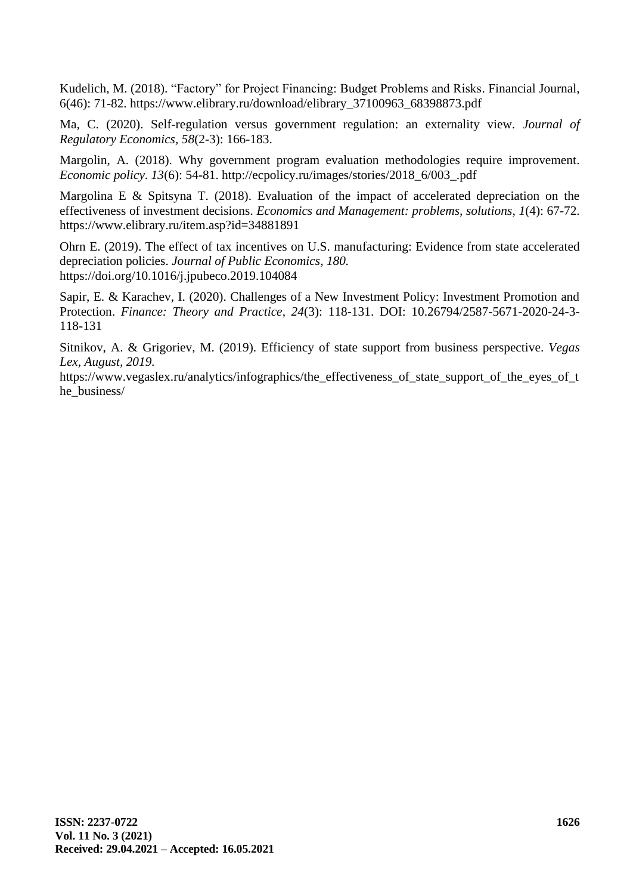Kudelich, M. (2018). “Factory” for Project Financing: Budget Problems and Risks. Financial Journal, 6(46): 71-82. https://www.elibrary.ru/download/elibrary_37100963_68398873.pdf

Ma, C. (2020). Self-regulation versus government regulation: an externality view. *Journal of Regulatory Economics*, *58*(2-3): 166-183.

Margolin, A. (2018). Why government program evaluation methodologies require improvement. *Economic policy*. *13*(6): 54-81. http://ecpolicy.ru/images/stories/2018_6/003_.pdf

Margolina E & Spitsyna T. (2018). Evaluation of the impact of accelerated depreciation on the effectiveness of investment decisions. *Economics and Management: problems, solutions*, *1*(4): 67-72. https://www.elibrary.ru/item.asp?id=34881891

Ohrn E. (2019). The effect of tax incentives on U.S. manufacturing: Evidence from state accelerated depreciation policies. *Journal of Public Economics, 180.* https://doi.org/10.1016/j.jpubeco.2019.104084

Sapir, E. & Karachev, I. (2020). Challenges of a New Investment Policy: Investment Promotion and Protection. *Finance: Theory and Practice*, *24*(3): 118-131. DOI: 10.26794/2587-5671-2020-24-3-118-131

Sitnikov, A. & Grigoriev, M. (2019). Efficiency of state support from business perspective. *Vegas Lex, August, 2019.* https://www.vegaslex.ru/analytics/infographics/the_effectiveness_of_state_support_of_the_eyes_of_the_business/